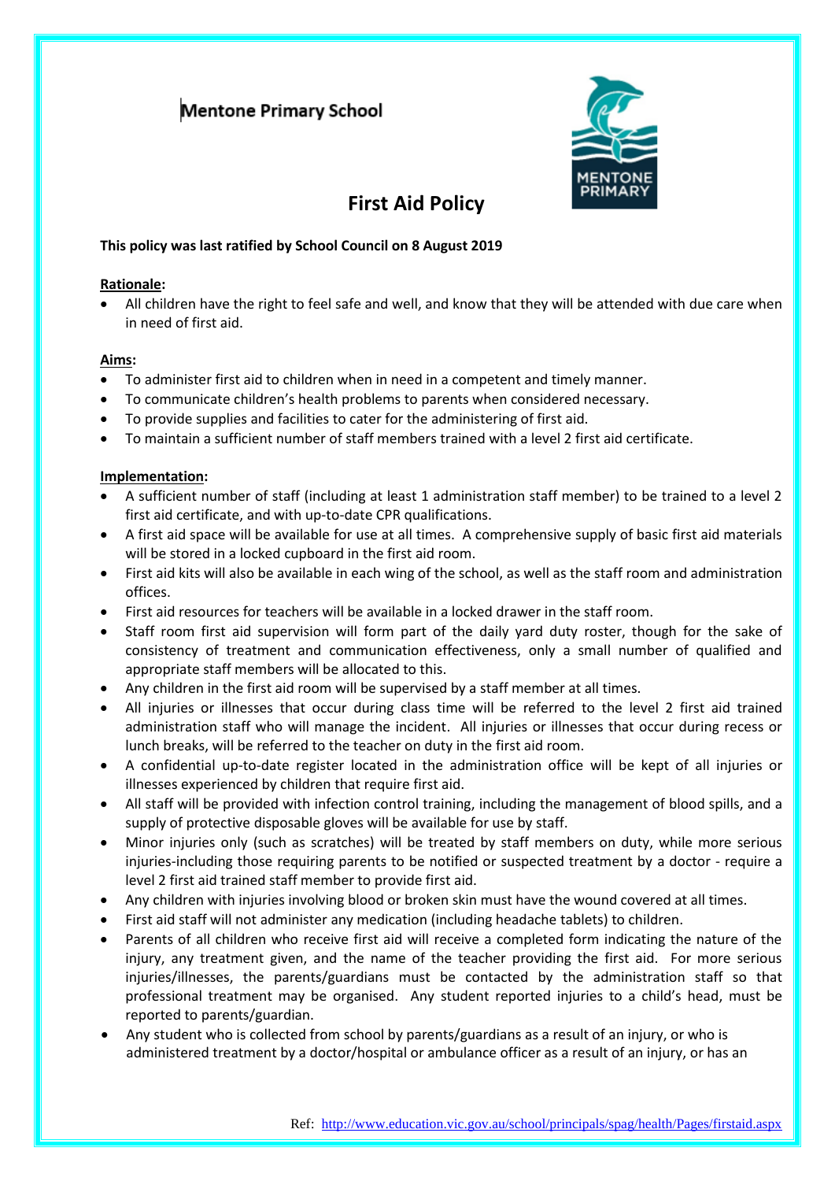Mentone Primary School

# First Aid Policy

**This policy was last ratified by School Council on 8 August 2019**

**Rationale:**

- All children have the right to feel safe and well, and know that they will be attended with due care when in need of first aid.

**Aims:**

- To administer first aid to children when in need in a competent and timely manner.
- To communicate children's health problems to parents when considered necessary.
- To provide supplies and facilities to cater for the administering of first aid.
- To maintain a sufficient number of staff members trained with a level 2 first aid certificate.

**Implementation:**

- A sufficient number of staff (including at least 1 administration staff member) to be trained to a level 2 first aid certificate, and with up-to-date CPR qualifications.
- A first aid space will be available for use at all times. A comprehensive supply of basic first aid materials will be stored in a locked cupboard in the first aid room.
- First aid kits will also be available in each wing of the school, as well as the staff room and administration offices.
- First aid resources for teachers will be available in a locked drawer in the staff room.
- Staff room first aid supervision will form part of the daily yard duty roster, though for the sake of consistency of treatment and communication effectiveness, only a small number of qualified and appropriate staff members will be allocated to this.
- Any children in the first aid room will be supervised by a staff member at all times.
- All injuries or illnesses that occur during class time will be referred to the level 2 first aid trained administration staff who will manage the incident. All injuries or illnesses that occur during recess or lunch breaks, will be referred to the teacher on duty in the first aid room.
- A confidential up-to-date register located in the administration office will be kept of all injuries or illnesses experienced by children that require first aid.
- All staff will be provided with infection control training, including the management of blood spills, and a supply of protective disposable gloves will be available for use by staff.
- Minor injuries only (such as scratches) will be treated by staff members on duty, while more serious injuries-including those requiring parents to be notified or suspected treatment by a doctor - require a level 2 first aid trained staff member to provide first aid.
- Any children with injuries involving blood or broken skin must have the wound covered at all times.
- First aid staff will not administer any medication (including headache tablets) to children.
- Parents of all children who receive first aid will receive a completed form indicating the nature of the injury, any treatment given, and the name of the teacher providing the first aid. For more serious injuries/illnesses, the parents/guardians must be contacted by the administration staff so that professional treatment may be organised. Any student reported injuries to a child's head, must be reported to parents/guardian.
- Any student who is collected from school by parents/guardians as a result of an injury, or who is administered treatment by a doctor/hospital or ambulance officer as a result of an injury, or has an

Ref: http://www.education.vic.gov.au/school/principals/spag/health/Pages/firstaid.aspx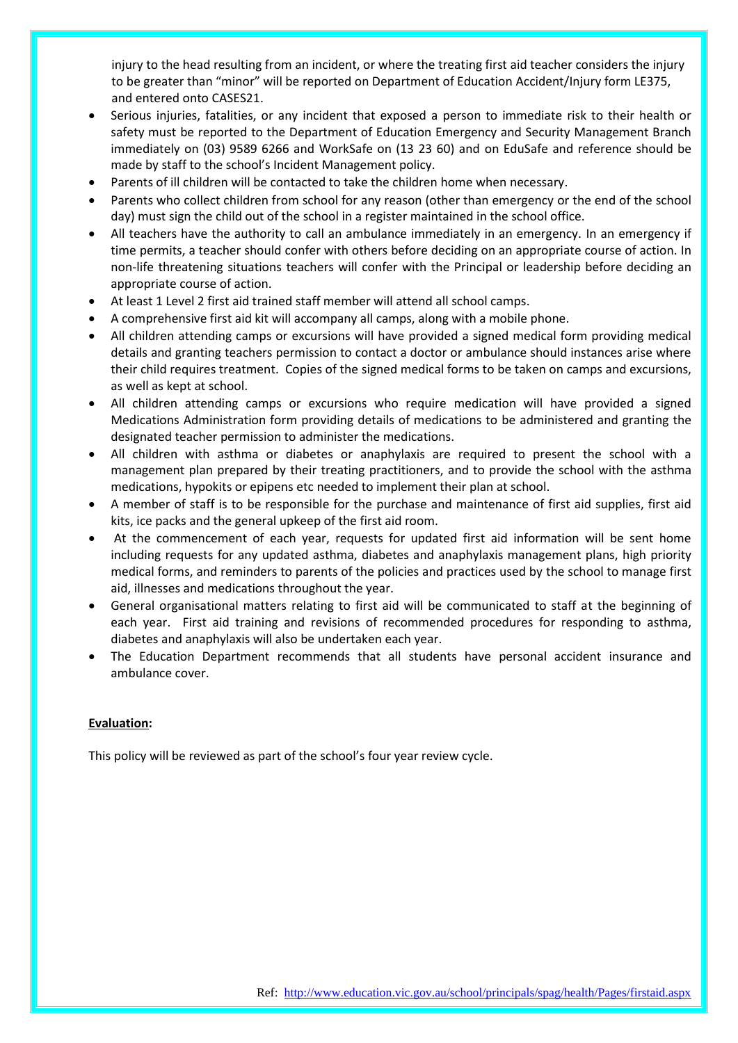injury to the head resulting from an incident, or where the treating first aid teacher considers the injury to be greater than "minor" will be reported on Department of Education Accident/Injury form LE375, and entered onto CASES21.

- Serious injuries, fatalities, or any incident that exposed a person to immediate risk to their health or safety must be reported to the Department of Education Emergency and Security Management Branch immediately on (03) 9589 6266 and WorkSafe on (13 23 60) and on EduSafe and reference should be made by staff to the school's Incident Management policy.
- Parents of ill children will be contacted to take the children home when necessary.
- Parents who collect children from school for any reason (other than emergency or the end of the school day) must sign the child out of the school in a register maintained in the school office.
- All teachers have the authority to call an ambulance immediately in an emergency. In an emergency if time permits, a teacher should confer with others before deciding on an appropriate course of action. In non-life threatening situations teachers will confer with the Principal or leadership before deciding an appropriate course of action.
- At least 1 Level 2 first aid trained staff member will attend all school camps.
- A comprehensive first aid kit will accompany all camps, along with a mobile phone.
- All children attending camps or excursions will have provided a signed medical form providing medical details and granting teachers permission to contact a doctor or ambulance should instances arise where their child requires treatment. Copies of the signed medical forms to be taken on camps and excursions, as well as kept at school.
- All children attending camps or excursions who require medication will have provided a signed Medications Administration form providing details of medications to be administered and granting the designated teacher permission to administer the medications.
- All children with asthma or diabetes or anaphylaxis are required to present the school with a management plan prepared by their treating practitioners, and to provide the school with the asthma medications, hypokits or epipens etc needed to implement their plan at school.
- A member of staff is to be responsible for the purchase and maintenance of first aid supplies, first aid kits, ice packs and the general upkeep of the first aid room.
- At the commencement of each year, requests for updated first aid information will be sent home including requests for any updated asthma, diabetes and anaphylaxis management plans, high priority medical forms, and reminders to parents of the policies and practices used by the school to manage first aid, illnesses and medications throughout the year.
- General organisational matters relating to first aid will be communicated to staff at the beginning of each year. First aid training and revisions of recommended procedures for responding to asthma, diabetes and anaphylaxis will also be undertaken each year.
- The Education Department recommends that all students have personal accident insurance and ambulance cover.

**<u>Evaluation</u>:**

This policy will be reviewed as part of the school's four year review cycle.

Ref: [http://www.education.vic.gov.au/school/principals/spag/health/Pages/firstaid.aspx](http://www.education.vic.gov.au/school/principals/spag/health/Pages/firstaid.aspx)